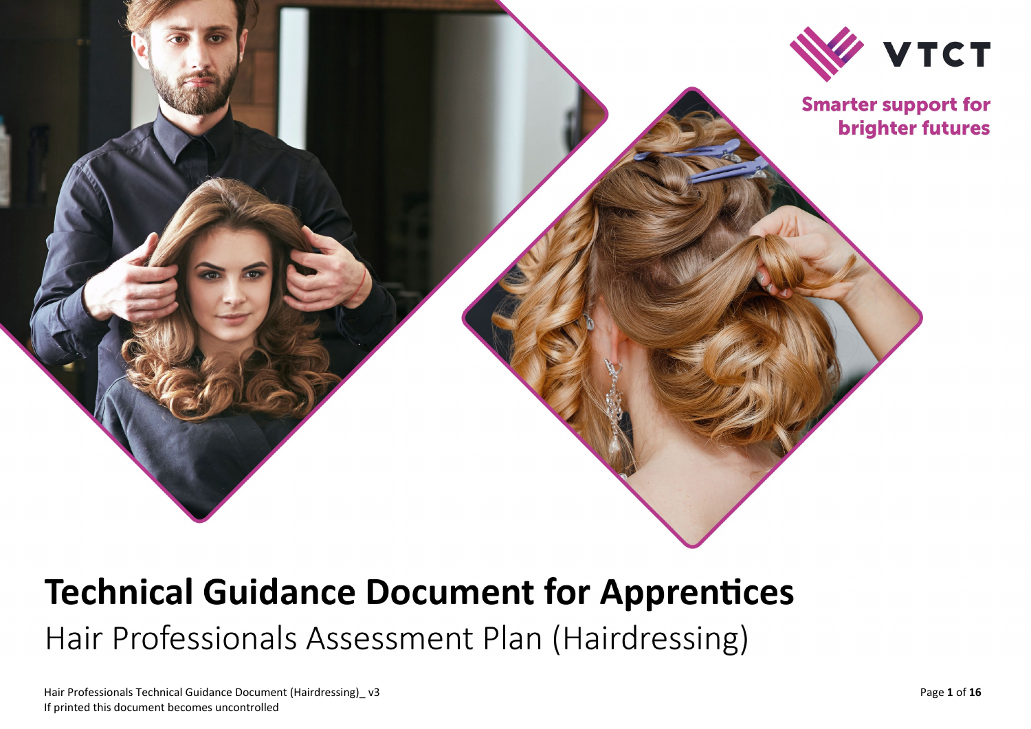VTCT

Smarter support for brighter futures

# Technical Guidance Document for Apprentices

## Hair Professionals Assessment Plan (Hairdressing)

Hair Professionals Technical Guidance Document (Hairdressing)_ v3
If printed this document becomes uncontrolled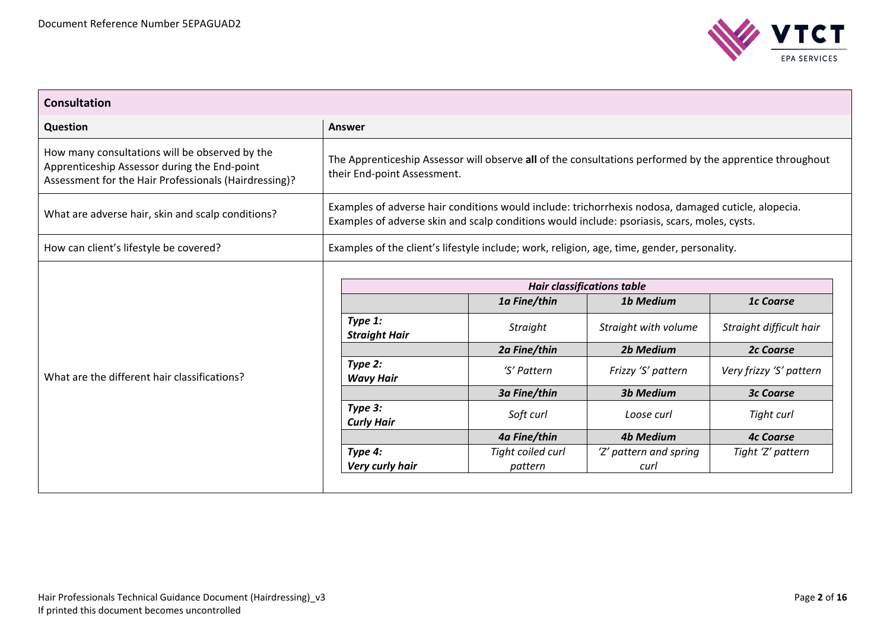## Consultation

| Question | Answer |
|---|---|
| How many consultations will be observed by the Apprenticeship Assessor during the End-point Assessment for the Hair Professionals (Hairdressing)? | The Apprenticeship Assessor will observe **all** of the consultations performed by the apprentice throughout their End-point Assessment. |
| What are adverse hair, skin and scalp conditions? | Examples of adverse hair conditions would include: trichorrhexis nodosa, damaged cuticle, alopecia. Examples of adverse skin and scalp conditions would include: psoriasis, scars, moles, cysts. |
| How can client's lifestyle be covered? | Examples of the client's lifestyle include; work, religion, age, time, gender, personality. |
| What are the different hair classifications? | See Hair classifications table below. |

***Hair classifications table***

| | ***1a Fine/thin*** | ***1b Medium*** | ***1c Coarse*** |
|---|---|---|---|
| ***Type 1: Straight Hair*** | *Straight* | *Straight with volume* | *Straight difficult hair* |
| | ***2a Fine/thin*** | ***2b Medium*** | ***2c Coarse*** |
| ***Type 2: Wavy Hair*** | *'S' Pattern* | *Frizzy 'S' pattern* | *Very frizzy 'S' pattern* |
| | ***3a Fine/thin*** | ***3b Medium*** | ***3c Coarse*** |
| ***Type 3: Curly Hair*** | *Soft curl* | *Loose curl* | *Tight curl* |
| | ***4a Fine/thin*** | ***4b Medium*** | ***4c Coarse*** |
| ***Type 4: Very curly hair*** | *Tight coiled curl pattern* | *'Z' pattern and spring curl* | *Tight 'Z' pattern* |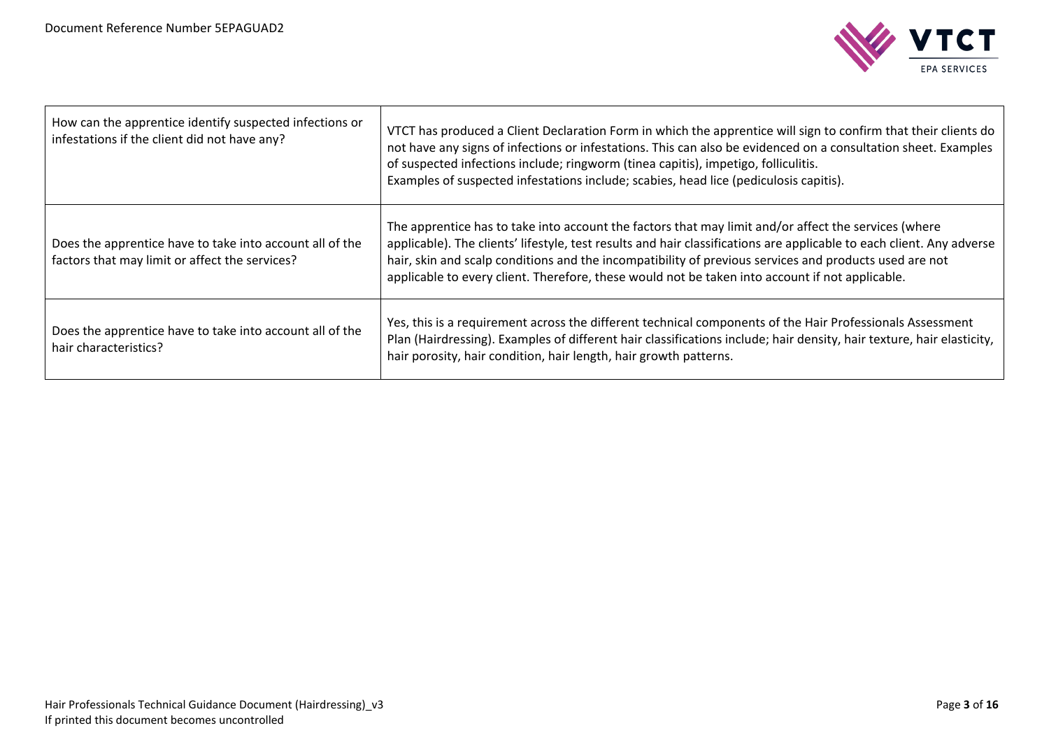| How can the apprentice identify suspected infections or infestations if the client did not have any? | VTCT has produced a Client Declaration Form in which the apprentice will sign to confirm that their clients do not have any signs of infections or infestations. This can also be evidenced on a consultation sheet. Examples of suspected infections include; ringworm (tinea capitis), impetigo, folliculitis.<br>Examples of suspected infestations include; scabies, head lice (pediculosis capitis). |
|---|---|
| Does the apprentice have to take into account all of the factors that may limit or affect the services? | The apprentice has to take into account the factors that may limit and/or affect the services (where applicable). The clients' lifestyle, test results and hair classifications are applicable to each client. Any adverse hair, skin and scalp conditions and the incompatibility of previous services and products used are not applicable to every client. Therefore, these would not be taken into account if not applicable. |
| Does the apprentice have to take into account all of the hair characteristics? | Yes, this is a requirement across the different technical components of the Hair Professionals Assessment Plan (Hairdressing). Examples of different hair classifications include; hair density, hair texture, hair elasticity, hair porosity, hair condition, hair length, hair growth patterns. |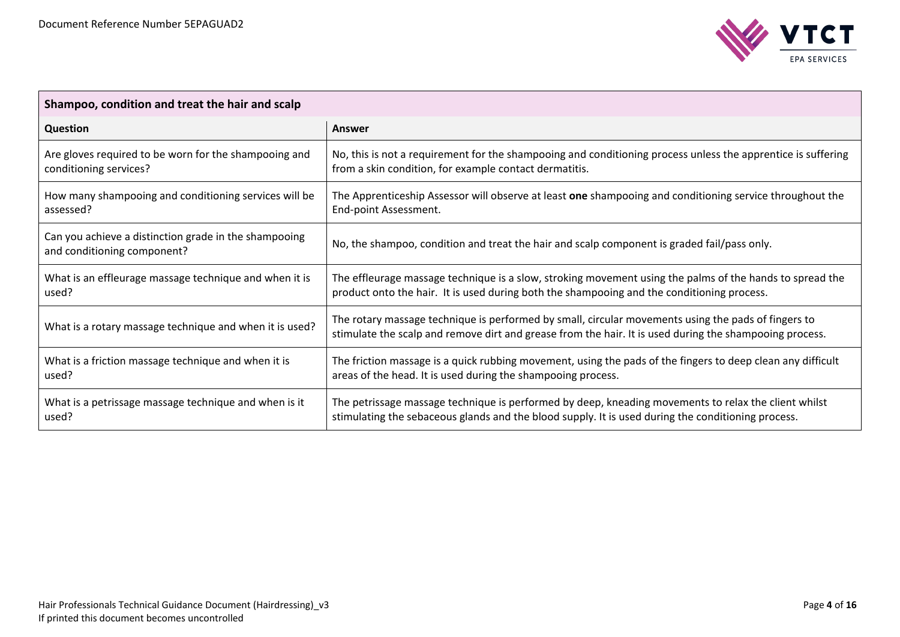| Shampoo, condition and treat the hair and scalp | |
|---|---|
| **Question** | **Answer** |
| Are gloves required to be worn for the shampooing and conditioning services? | No, this is not a requirement for the shampooing and conditioning process unless the apprentice is suffering from a skin condition, for example contact dermatitis. |
| How many shampooing and conditioning services will be assessed? | The Apprenticeship Assessor will observe at least **one** shampooing and conditioning service throughout the End-point Assessment. |
| Can you achieve a distinction grade in the shampooing and conditioning component? | No, the shampoo, condition and treat the hair and scalp component is graded fail/pass only. |
| What is an effleurage massage technique and when it is used? | The effleurage massage technique is a slow, stroking movement using the palms of the hands to spread the product onto the hair. It is used during both the shampooing and the conditioning process. |
| What is a rotary massage technique and when it is used? | The rotary massage technique is performed by small, circular movements using the pads of fingers to stimulate the scalp and remove dirt and grease from the hair. It is used during the shampooing process. |
| What is a friction massage technique and when it is used? | The friction massage is a quick rubbing movement, using the pads of the fingers to deep clean any difficult areas of the head. It is used during the shampooing process. |
| What is a petrissage massage technique and when is it used? | The petrissage massage technique is performed by deep, kneading movements to relax the client whilst stimulating the sebaceous glands and the blood supply. It is used during the conditioning process. |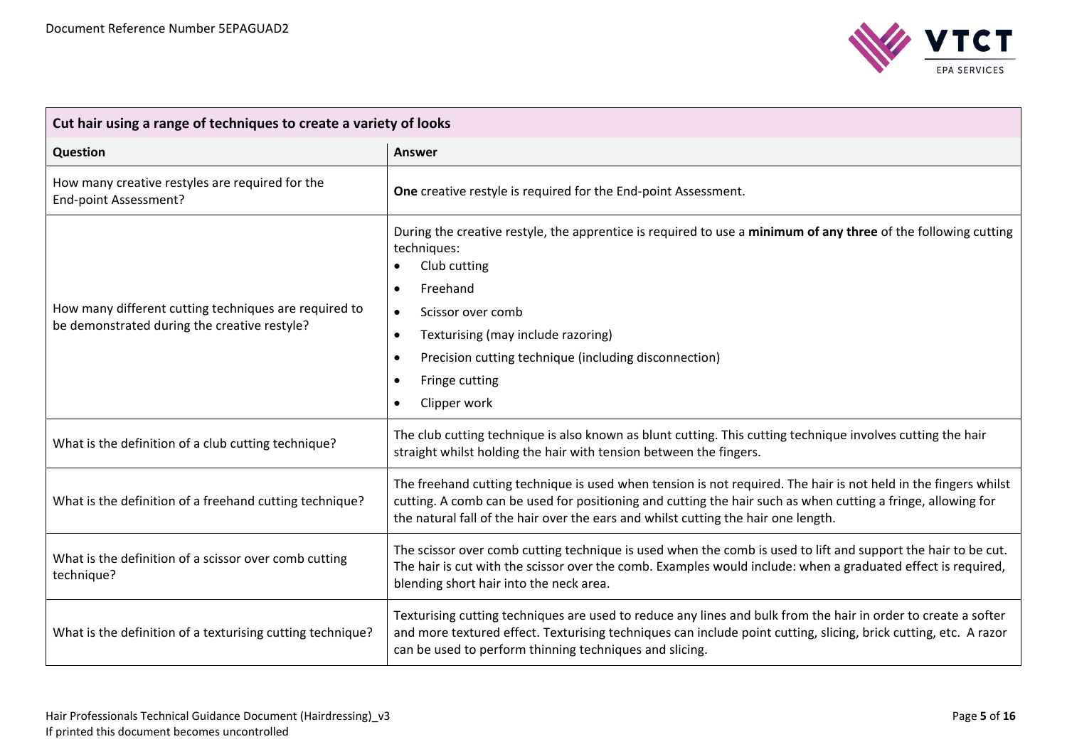| Cut hair using a range of techniques to create a variety of looks | |
|---|---|
| **Question** | **Answer** |
| How many creative restyles are required for the End-point Assessment? | **One** creative restyle is required for the End-point Assessment. |
| How many different cutting techniques are required to be demonstrated during the creative restyle? | During the creative restyle, the apprentice is required to use a **minimum of any three** of the following cutting techniques:<br>• Club cutting<br>• Freehand<br>• Scissor over comb<br>• Texturising (may include razoring)<br>• Precision cutting technique (including disconnection)<br>• Fringe cutting<br>• Clipper work |
| What is the definition of a club cutting technique? | The club cutting technique is also known as blunt cutting. This cutting technique involves cutting the hair straight whilst holding the hair with tension between the fingers. |
| What is the definition of a freehand cutting technique? | The freehand cutting technique is used when tension is not required. The hair is not held in the fingers whilst cutting. A comb can be used for positioning and cutting the hair such as when cutting a fringe, allowing for the natural fall of the hair over the ears and whilst cutting the hair one length. |
| What is the definition of a scissor over comb cutting technique? | The scissor over comb cutting technique is used when the comb is used to lift and support the hair to be cut. The hair is cut with the scissor over the comb. Examples would include: when a graduated effect is required, blending short hair into the neck area. |
| What is the definition of a texturising cutting technique? | Texturising cutting techniques are used to reduce any lines and bulk from the hair in order to create a softer and more textured effect. Texturising techniques can include point cutting, slicing, brick cutting, etc. A razor can be used to perform thinning techniques and slicing. |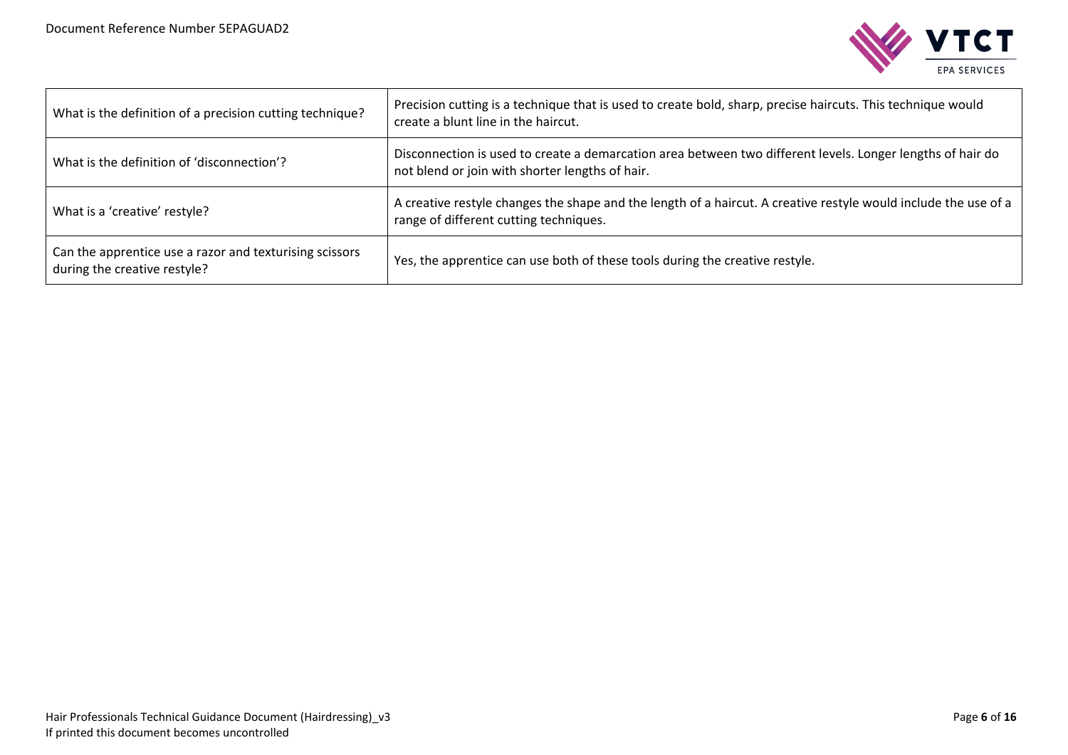| What is the definition of a precision cutting technique? | Precision cutting is a technique that is used to create bold, sharp, precise haircuts. This technique would create a blunt line in the haircut. |
|---|---|
| What is the definition of 'disconnection'? | Disconnection is used to create a demarcation area between two different levels. Longer lengths of hair do not blend or join with shorter lengths of hair. |
| What is a 'creative' restyle? | A creative restyle changes the shape and the length of a haircut. A creative restyle would include the use of a range of different cutting techniques. |
| Can the apprentice use a razor and texturising scissors during the creative restyle? | Yes, the apprentice can use both of these tools during the creative restyle. |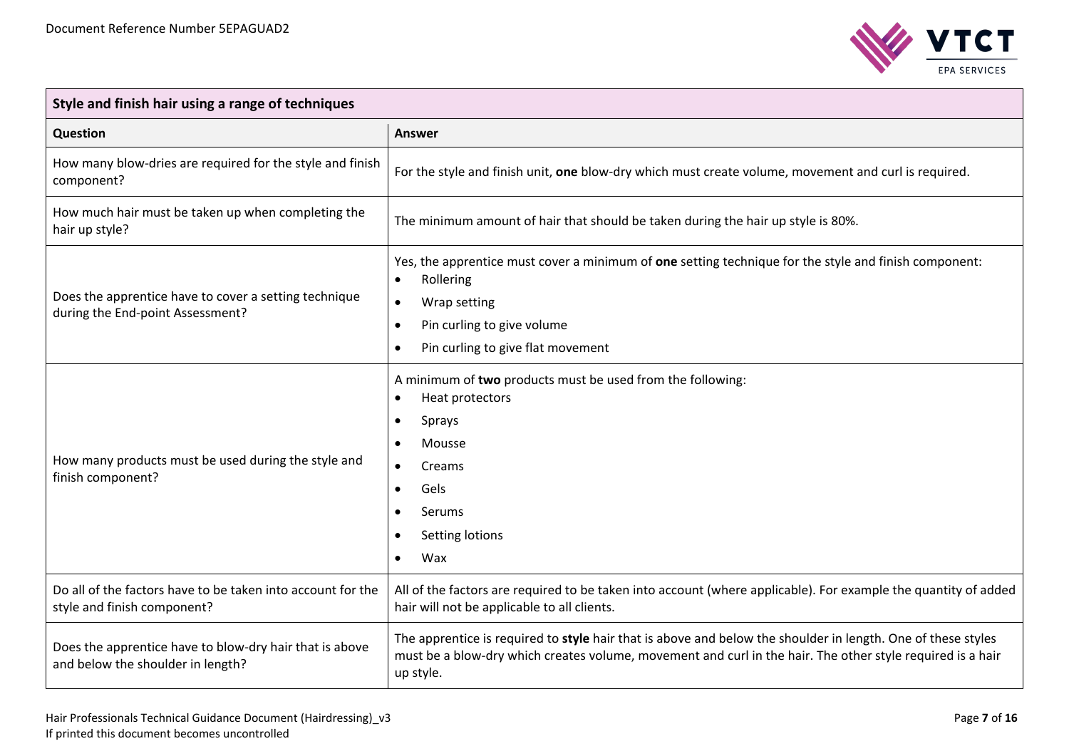| Style and finish hair using a range of techniques | |
|---|---|
| **Question** | **Answer** |
| How many blow-dries are required for the style and finish component? | For the style and finish unit, **one** blow-dry which must create volume, movement and curl is required. |
| How much hair must be taken up when completing the hair up style? | The minimum amount of hair that should be taken during the hair up style is 80%. |
| Does the apprentice have to cover a setting technique during the End-point Assessment? | Yes, the apprentice must cover a minimum of **one** setting technique for the style and finish component:<br>• Rollering<br>• Wrap setting<br>• Pin curling to give volume<br>• Pin curling to give flat movement |
| How many products must be used during the style and finish component? | A minimum of **two** products must be used from the following:<br>• Heat protectors<br>• Sprays<br>• Mousse<br>• Creams<br>• Gels<br>• Serums<br>• Setting lotions<br>• Wax |
| Do all of the factors have to be taken into account for the style and finish component? | All of the factors are required to be taken into account (where applicable). For example the quantity of added hair will not be applicable to all clients. |
| Does the apprentice have to blow-dry hair that is above and below the shoulder in length? | The apprentice is required to **style** hair that is above and below the shoulder in length. One of these styles must be a blow-dry which creates volume, movement and curl in the hair. The other style required is a hair up style. |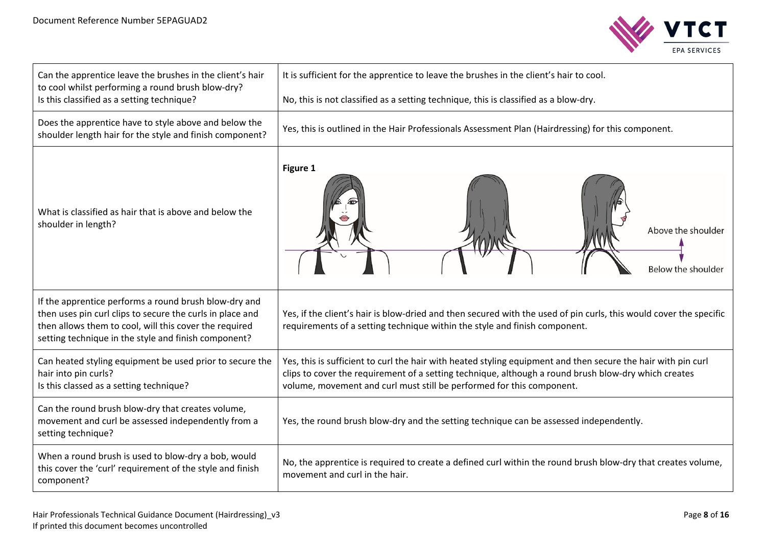| | |
|---|---|
| Can the apprentice leave the brushes in the client's hair to cool whilst performing a round brush blow-dry?<br>Is this classified as a setting technique? | It is sufficient for the apprentice to leave the brushes in the client's hair to cool.<br><br>No, this is not classified as a setting technique, this is classified as a blow-dry. |
| Does the apprentice have to style above and below the shoulder length hair for the style and finish component? | Yes, this is outlined in the Hair Professionals Assessment Plan (Hairdressing) for this component. |
| What is classified as hair that is above and below the shoulder in length? | **Figure 1**<br>Above the shoulder<br>Below the shoulder |
| If the apprentice performs a round brush blow-dry and then uses pin curl clips to secure the curls in place and then allows them to cool, will this cover the required setting technique in the style and finish component? | Yes, if the client's hair is blow-dried and then secured with the used of pin curls, this would cover the specific requirements of a setting technique within the style and finish component. |
| Can heated styling equipment be used prior to secure the hair into pin curls?<br>Is this classed as a setting technique? | Yes, this is sufficient to curl the hair with heated styling equipment and then secure the hair with pin curl clips to cover the requirement of a setting technique, although a round brush blow-dry which creates volume, movement and curl must still be performed for this component. |
| Can the round brush blow-dry that creates volume, movement and curl be assessed independently from a setting technique? | Yes, the round brush blow-dry and the setting technique can be assessed independently. |
| When a round brush is used to blow-dry a bob, would this cover the 'curl' requirement of the style and finish component? | No, the apprentice is required to create a defined curl within the round brush blow-dry that creates volume, movement and curl in the hair. |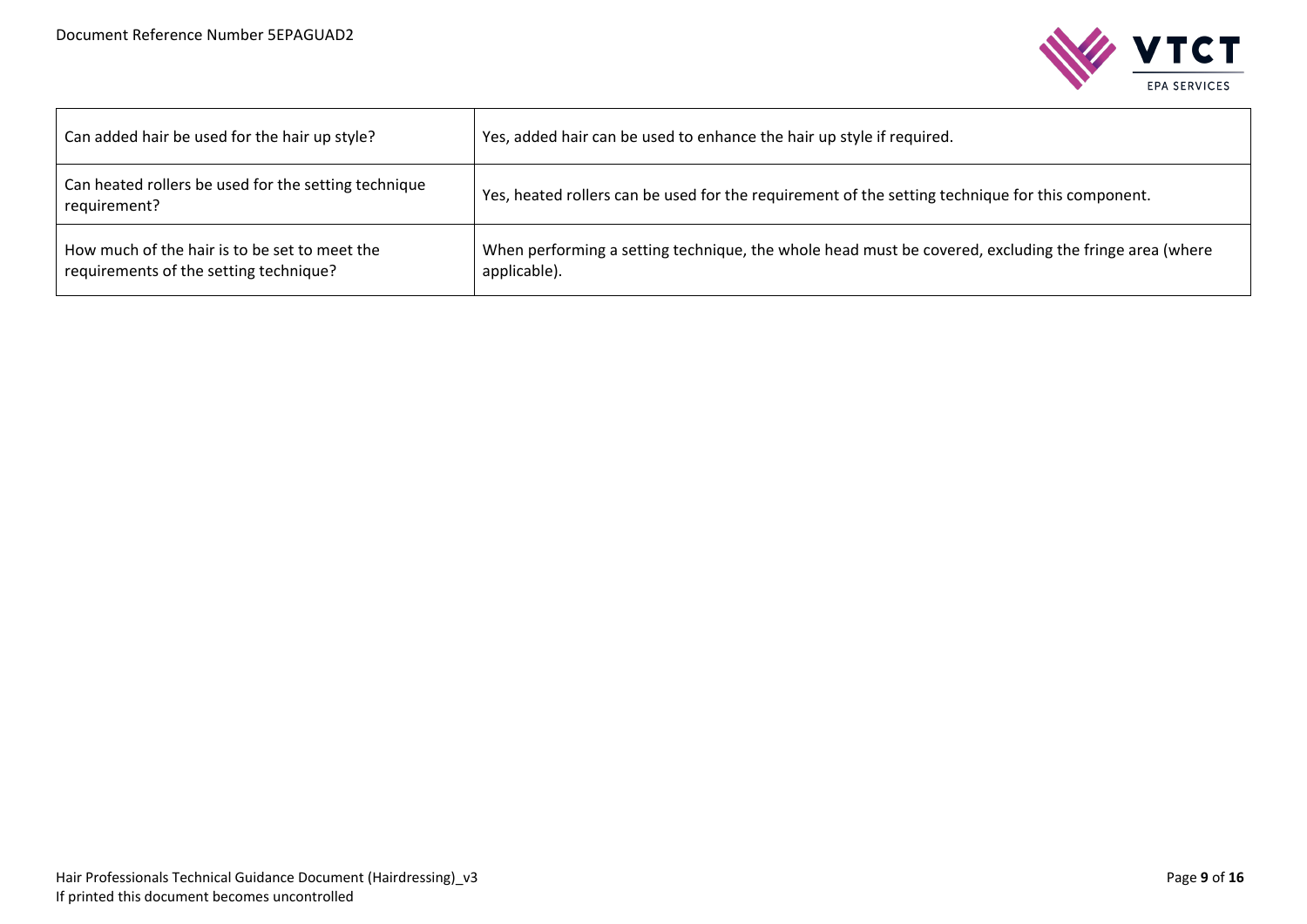| | |
|---|---|
| Can added hair be used for the hair up style? | Yes, added hair can be used to enhance the hair up style if required. |
| Can heated rollers be used for the setting technique requirement? | Yes, heated rollers can be used for the requirement of the setting technique for this component. |
| How much of the hair is to be set to meet the requirements of the setting technique? | When performing a setting technique, the whole head must be covered, excluding the fringe area (where applicable). |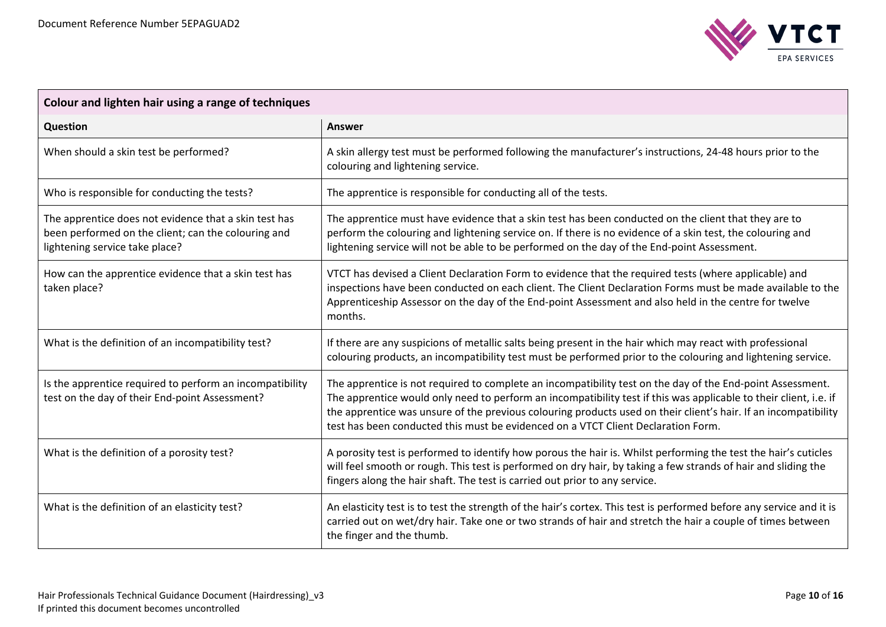| Colour and lighten hair using a range of techniques | |
|---|---|
| **Question** | **Answer** |
| When should a skin test be performed? | A skin allergy test must be performed following the manufacturer's instructions, 24-48 hours prior to the colouring and lightening service. |
| Who is responsible for conducting the tests? | The apprentice is responsible for conducting all of the tests. |
| The apprentice does not evidence that a skin test has been performed on the client; can the colouring and lightening service take place? | The apprentice must have evidence that a skin test has been conducted on the client that they are to perform the colouring and lightening service on. If there is no evidence of a skin test, the colouring and lightening service will not be able to be performed on the day of the End-point Assessment. |
| How can the apprentice evidence that a skin test has taken place? | VTCT has devised a Client Declaration Form to evidence that the required tests (where applicable) and inspections have been conducted on each client. The Client Declaration Forms must be made available to the Apprenticeship Assessor on the day of the End-point Assessment and also held in the centre for twelve months. |
| What is the definition of an incompatibility test? | If there are any suspicions of metallic salts being present in the hair which may react with professional colouring products, an incompatibility test must be performed prior to the colouring and lightening service. |
| Is the apprentice required to perform an incompatibility test on the day of their End-point Assessment? | The apprentice is not required to complete an incompatibility test on the day of the End-point Assessment. The apprentice would only need to perform an incompatibility test if this was applicable to their client, i.e. if the apprentice was unsure of the previous colouring products used on their client's hair. If an incompatibility test has been conducted this must be evidenced on a VTCT Client Declaration Form. |
| What is the definition of a porosity test? | A porosity test is performed to identify how porous the hair is. Whilst performing the test the hair's cuticles will feel smooth or rough. This test is performed on dry hair, by taking a few strands of hair and sliding the fingers along the hair shaft. The test is carried out prior to any service. |
| What is the definition of an elasticity test? | An elasticity test is to test the strength of the hair's cortex. This test is performed before any service and it is carried out on wet/dry hair. Take one or two strands of hair and stretch the hair a couple of times between the finger and the thumb. |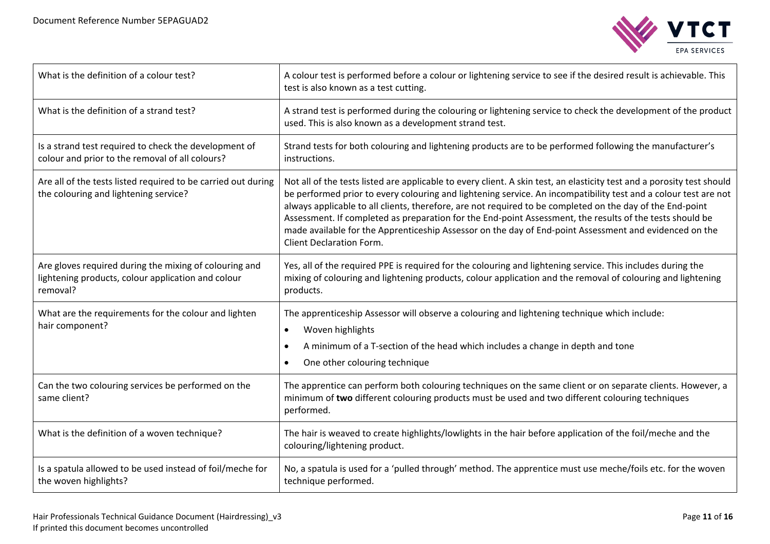| | |
|---|---|
| What is the definition of a colour test? | A colour test is performed before a colour or lightening service to see if the desired result is achievable. This test is also known as a test cutting. |
| What is the definition of a strand test? | A strand test is performed during the colouring or lightening service to check the development of the product used. This is also known as a development strand test. |
| Is a strand test required to check the development of colour and prior to the removal of all colours? | Strand tests for both colouring and lightening products are to be performed following the manufacturer's instructions. |
| Are all of the tests listed required to be carried out during the colouring and lightening service? | Not all of the tests listed are applicable to every client. A skin test, an elasticity test and a porosity test should be performed prior to every colouring and lightening service. An incompatibility test and a colour test are not always applicable to all clients, therefore, are not required to be completed on the day of the End-point Assessment. If completed as preparation for the End-point Assessment, the results of the tests should be made available for the Apprenticeship Assessor on the day of End-point Assessment and evidenced on the Client Declaration Form. |
| Are gloves required during the mixing of colouring and lightening products, colour application and colour removal? | Yes, all of the required PPE is required for the colouring and lightening service. This includes during the mixing of colouring and lightening products, colour application and the removal of colouring and lightening products. |
| What are the requirements for the colour and lighten hair component? | The apprenticeship Assessor will observe a colouring and lightening technique which include:<br>• Woven highlights<br>• A minimum of a T-section of the head which includes a change in depth and tone<br>• One other colouring technique |
| Can the two colouring services be performed on the same client? | The apprentice can perform both colouring techniques on the same client or on separate clients. However, a minimum of **two** different colouring products must be used and two different colouring techniques performed. |
| What is the definition of a woven technique? | The hair is weaved to create highlights/lowlights in the hair before application of the foil/meche and the colouring/lightening product. |
| Is a spatula allowed to be used instead of foil/meche for the woven highlights? | No, a spatula is used for a 'pulled through' method. The apprentice must use meche/foils etc. for the woven technique performed. |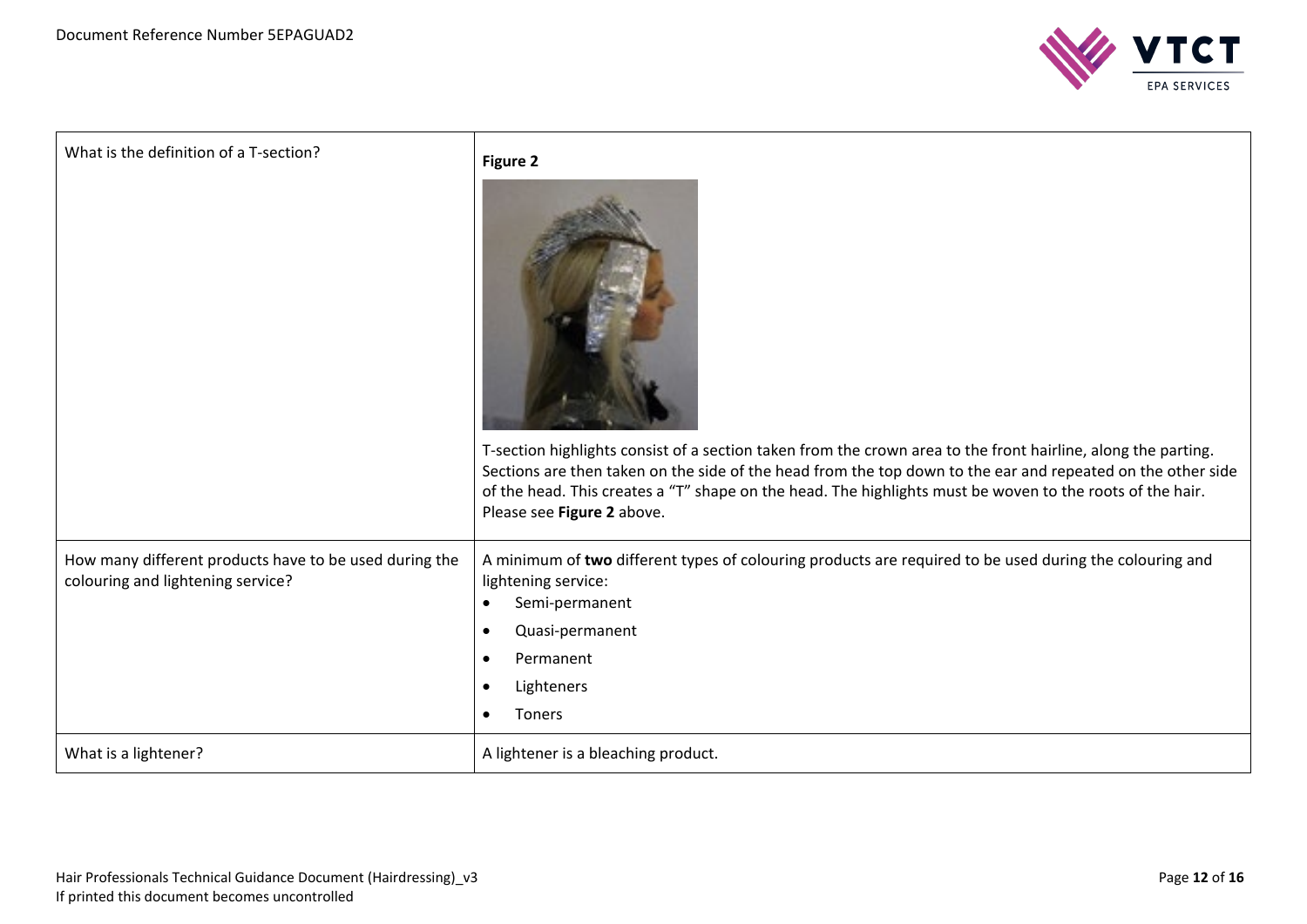| | |
|---|---|
| What is the definition of a T-section? | **Figure 2**<br><br>T-section highlights consist of a section taken from the crown area to the front hairline, along the parting. Sections are then taken on the side of the head from the top down to the ear and repeated on the other side of the head. This creates a "T" shape on the head. The highlights must be woven to the roots of the hair. Please see **Figure 2** above. |
| How many different products have to be used during the colouring and lightening service? | A minimum of **two** different types of colouring products are required to be used during the colouring and lightening service:<br>• Semi-permanent<br>• Quasi-permanent<br>• Permanent<br>• Lighteners<br>• Toners |
| What is a lightener? | A lightener is a bleaching product. |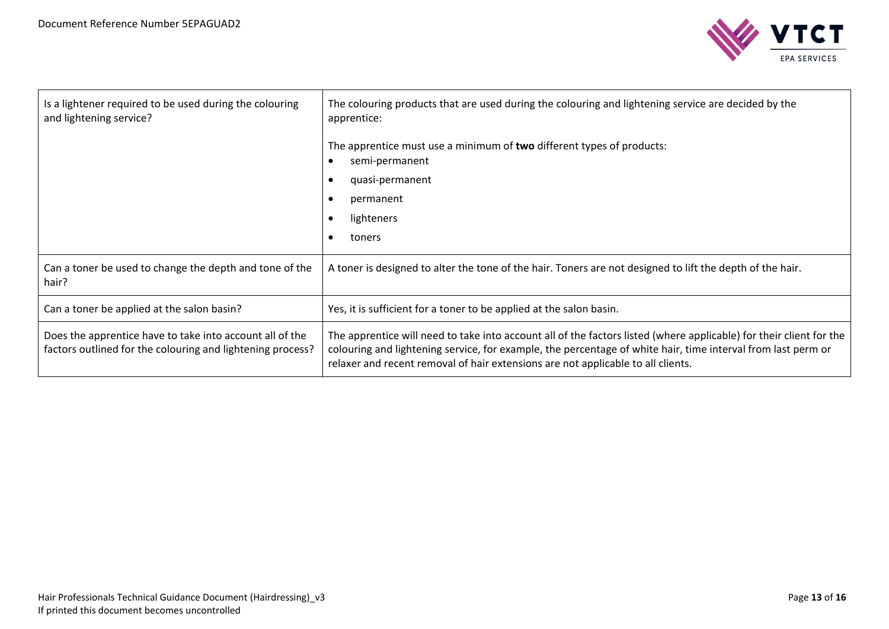| | |
|---|---|
| Is a lightener required to be used during the colouring and lightening service? | The colouring products that are used during the colouring and lightening service are decided by the apprentice:<br><br>The apprentice must use a minimum of **two** different types of products:<br>• semi-permanent<br>• quasi-permanent<br>• permanent<br>• lighteners<br>• toners |
| Can a toner be used to change the depth and tone of the hair? | A toner is designed to alter the tone of the hair. Toners are not designed to lift the depth of the hair. |
| Can a toner be applied at the salon basin? | Yes, it is sufficient for a toner to be applied at the salon basin. |
| Does the apprentice have to take into account all of the factors outlined for the colouring and lightening process? | The apprentice will need to take into account all of the factors listed (where applicable) for their client for the colouring and lightening service, for example, the percentage of white hair, time interval from last perm or relaxer and recent removal of hair extensions are not applicable to all clients. |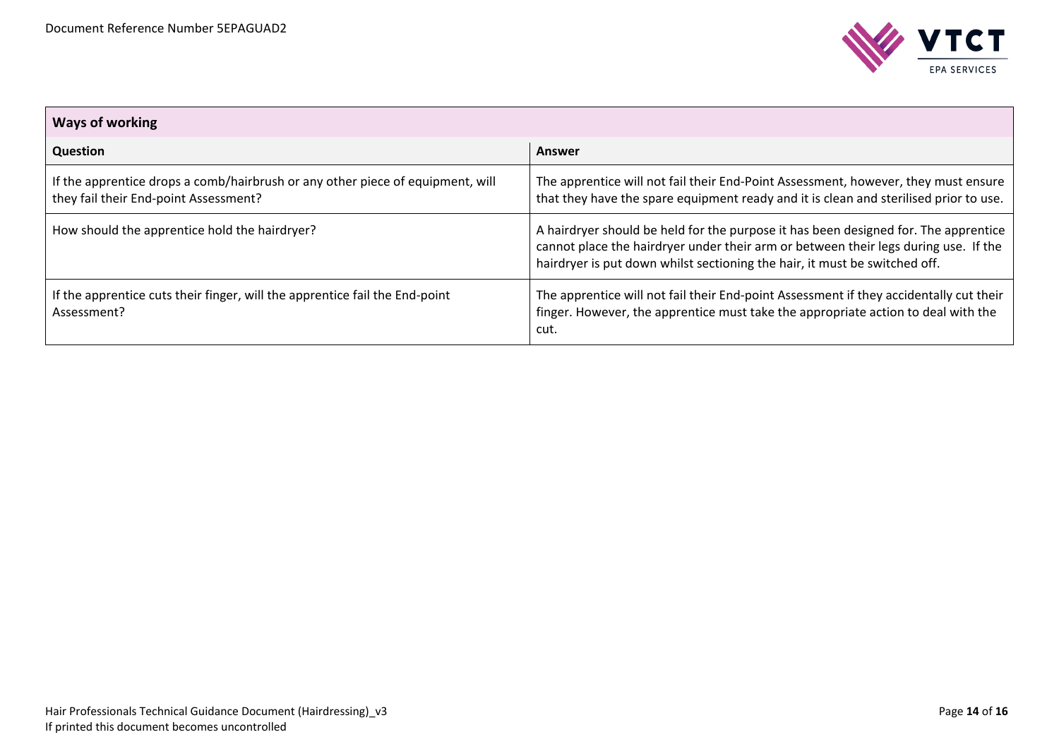| Ways of working | |
|---|---|
| **Question** | **Answer** |
| If the apprentice drops a comb/hairbrush or any other piece of equipment, will they fail their End-point Assessment? | The apprentice will not fail their End-Point Assessment, however, they must ensure that they have the spare equipment ready and it is clean and sterilised prior to use. |
| How should the apprentice hold the hairdryer? | A hairdryer should be held for the purpose it has been designed for. The apprentice cannot place the hairdryer under their arm or between their legs during use. If the hairdryer is put down whilst sectioning the hair, it must be switched off. |
| If the apprentice cuts their finger, will the apprentice fail the End-point Assessment? | The apprentice will not fail their End-point Assessment if they accidentally cut their finger. However, the apprentice must take the appropriate action to deal with the cut. |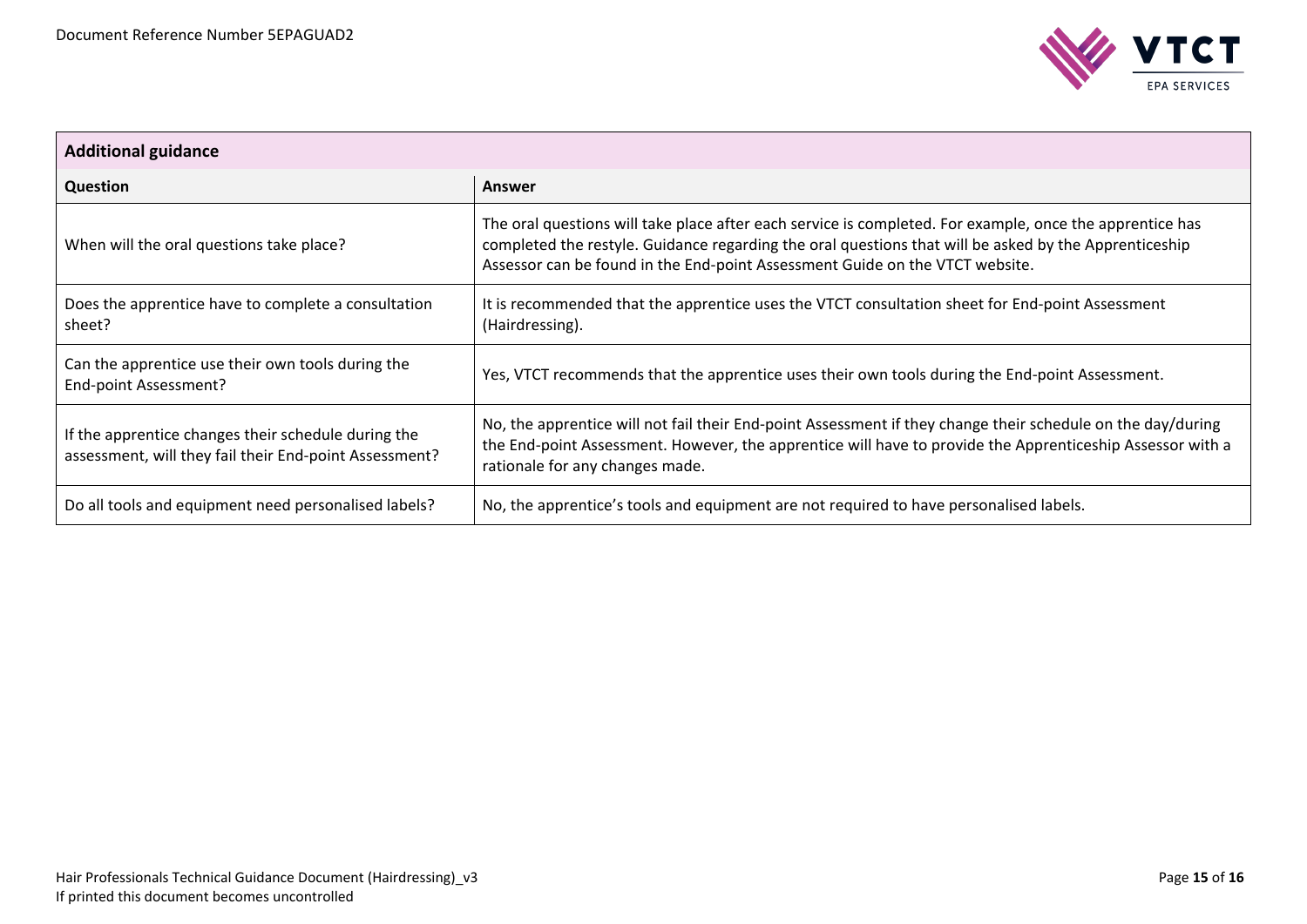| Additional guidance | |
|---|---|
| **Question** | **Answer** |
| When will the oral questions take place? | The oral questions will take place after each service is completed. For example, once the apprentice has completed the restyle. Guidance regarding the oral questions that will be asked by the Apprenticeship Assessor can be found in the End-point Assessment Guide on the VTCT website. |
| Does the apprentice have to complete a consultation sheet? | It is recommended that the apprentice uses the VTCT consultation sheet for End-point Assessment (Hairdressing). |
| Can the apprentice use their own tools during the End-point Assessment? | Yes, VTCT recommends that the apprentice uses their own tools during the End-point Assessment. |
| If the apprentice changes their schedule during the assessment, will they fail their End-point Assessment? | No, the apprentice will not fail their End-point Assessment if they change their schedule on the day/during the End-point Assessment. However, the apprentice will have to provide the Apprenticeship Assessor with a rationale for any changes made. |
| Do all tools and equipment need personalised labels? | No, the apprentice's tools and equipment are not required to have personalised labels. |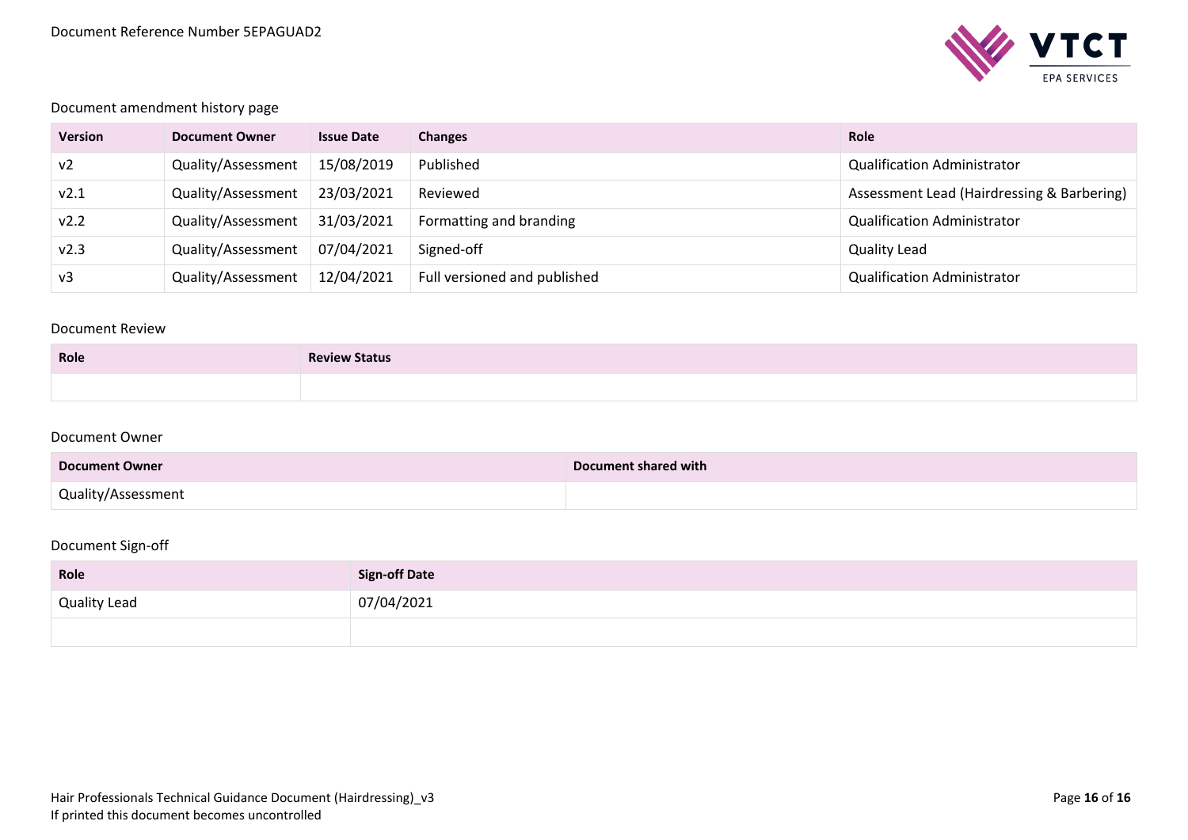Document Reference Number 5EPAGUAD2

Document amendment history page

| Version | Document Owner | Issue Date | Changes | Role |
|---|---|---|---|---|
| v2 | Quality/Assessment | 15/08/2019 | Published | Qualification Administrator |
| v2.1 | Quality/Assessment | 23/03/2021 | Reviewed | Assessment Lead (Hairdressing & Barbering) |
| v2.2 | Quality/Assessment | 31/03/2021 | Formatting and branding | Qualification Administrator |
| v2.3 | Quality/Assessment | 07/04/2021 | Signed-off | Quality Lead |
| v3 | Quality/Assessment | 12/04/2021 | Full versioned and published | Qualification Administrator |

Document Review

| Role | Review Status |
|---|---|
| | |

Document Owner

| Document Owner | Document shared with |
|---|---|
| Quality/Assessment | |

Document Sign-off

| Role | Sign-off Date |
|---|---|
| Quality Lead | 07/04/2021 |
| | |